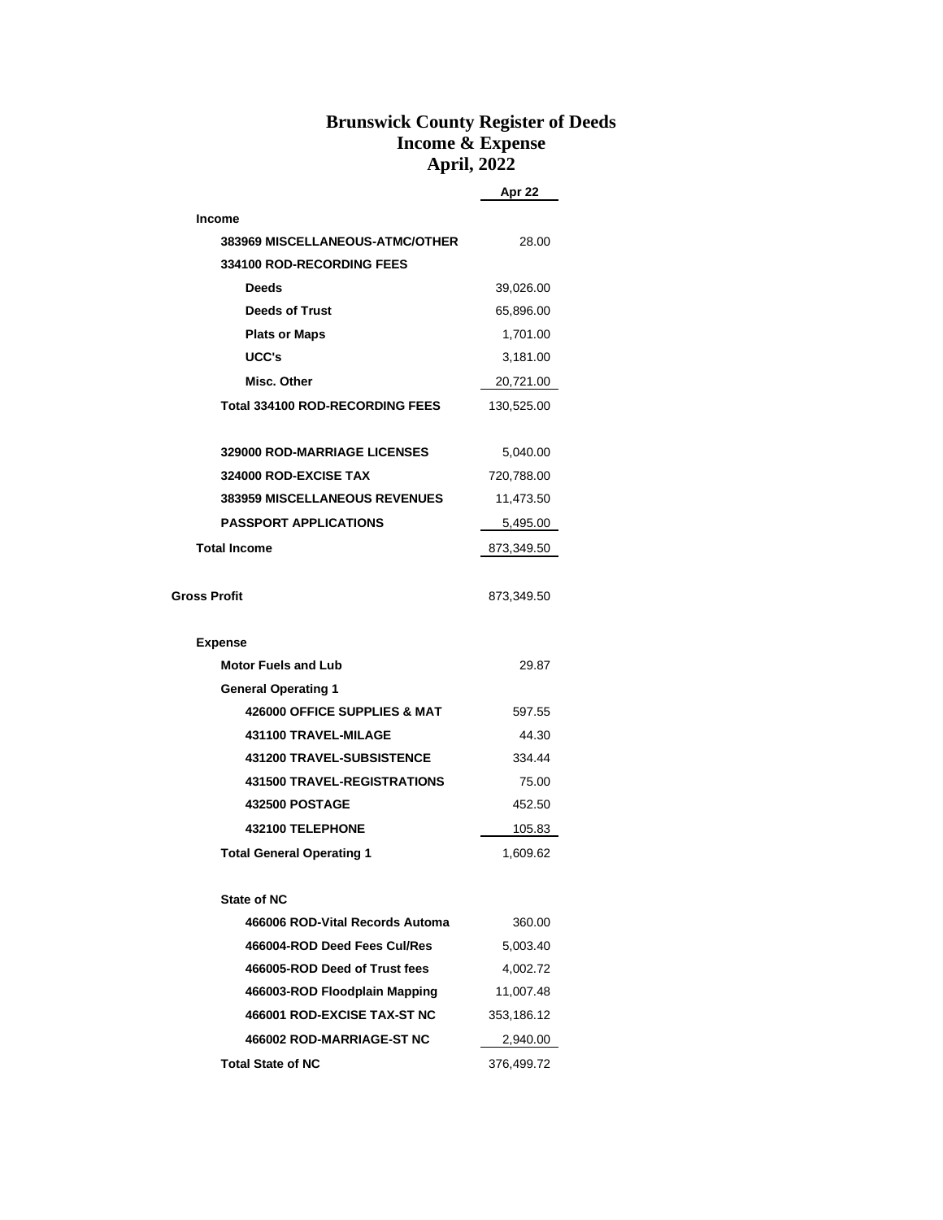# Brunswick County Register of Deeds
## Income & Expense
## April, 2022

| | Apr 22 |
|---|---|
| **Income** | |
| **383969 MISCELLANEOUS-ATMC/OTHER** | 28.00 |
| **334100 ROD-RECORDING FEES** | |
| **Deeds** | 39,026.00 |
| **Deeds of Trust** | 65,896.00 |
| **Plats or Maps** | 1,701.00 |
| **UCC's** | 3,181.00 |
| **Misc. Other** | 20,721.00 |
| **Total 334100 ROD-RECORDING FEES** | 130,525.00 |
| **329000 ROD-MARRIAGE LICENSES** | 5,040.00 |
| **324000 ROD-EXCISE TAX** | 720,788.00 |
| **383959 MISCELLANEOUS REVENUES** | 11,473.50 |
| **PASSPORT APPLICATIONS** | 5,495.00 |
| **Total Income** | 873,349.50 |
| **Gross Profit** | 873,349.50 |
| **Expense** | |
| **Motor Fuels and Lub** | 29.87 |
| **General Operating 1** | |
| **426000 OFFICE SUPPLIES & MAT** | 597.55 |
| **431100 TRAVEL-MILAGE** | 44.30 |
| **431200 TRAVEL-SUBSISTENCE** | 334.44 |
| **431500 TRAVEL-REGISTRATIONS** | 75.00 |
| **432500 POSTAGE** | 452.50 |
| **432100 TELEPHONE** | 105.83 |
| **Total General Operating 1** | 1,609.62 |
| **State of NC** | |
| **466006 ROD-Vital Records Automa** | 360.00 |
| **466004-ROD Deed Fees Cul/Res** | 5,003.40 |
| **466005-ROD Deed of Trust fees** | 4,002.72 |
| **466003-ROD Floodplain Mapping** | 11,007.48 |
| **466001 ROD-EXCISE TAX-ST NC** | 353,186.12 |
| **466002 ROD-MARRIAGE-ST NC** | 2,940.00 |
| **Total State of NC** | 376,499.72 |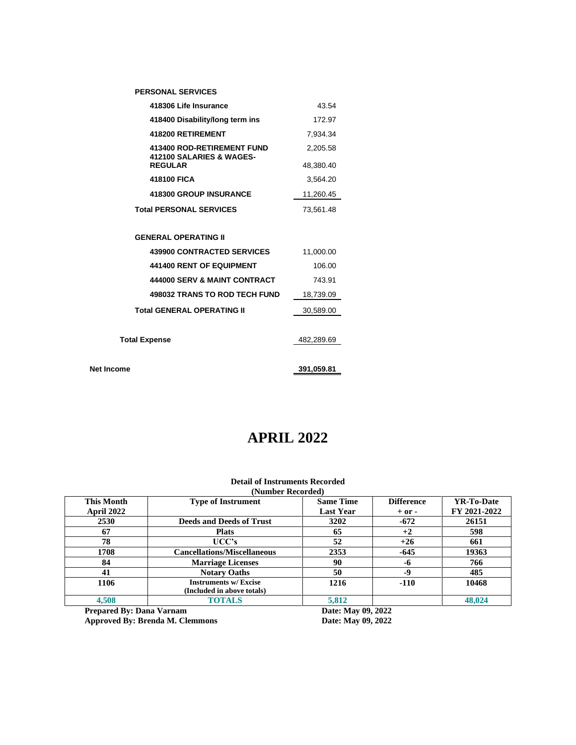**PERSONAL SERVICES**

| | |
|---|---|
| 418306 Life Insurance | 43.54 |
| 418400 Disability/long term ins | 172.97 |
| 418200 RETIREMENT | 7,934.34 |
| 413400 ROD-RETIREMENT FUND | 2,205.58 |
| 412100 SALARIES & WAGES-REGULAR | 48,380.40 |
| 418100 FICA | 3,564.20 |
| 418300 GROUP INSURANCE | 11,260.45 |
| **Total PERSONAL SERVICES** | 73,561.48 |

**GENERAL OPERATING II**

| | |
|---|---|
| 439900 CONTRACTED SERVICES | 11,000.00 |
| 441400 RENT OF EQUIPMENT | 106.00 |
| 444000 SERV & MAINT CONTRACT | 743.91 |
| 498032 TRANS TO ROD TECH FUND | 18,739.09 |
| **Total GENERAL OPERATING II** | 30,589.00 |

| | |
|---|---|
| **Total Expense** | 482,289.69 |
| **Net Income** | **391,059.81** |

# APRIL 2022

**Detail of Instruments Recorded**
**(Number Recorded)**

| This Month April 2022 | Type of Instrument | Same Time Last Year | Difference + or - | YR-To-Date FY 2021-2022 |
|---|---|---|---|---|
| 2530 | Deeds and Deeds of Trust | 3202 | -672 | 26151 |
| 67 | Plats | 65 | +2 | 598 |
| 78 | UCC's | 52 | +26 | 661 |
| 1708 | Cancellations/Miscellaneous | 2353 | -645 | 19363 |
| 84 | Marriage Licenses | 90 | -6 | 766 |
| 41 | Notary Oaths | 50 | -9 | 485 |
| 1106 | Instruments w/ Excise (Included in above totals) | 1216 | -110 | 10468 |
| 4,508 | TOTALS | 5,812 | | 48,024 |

**Prepared By: Dana Varnam** **Date: May 09, 2022**
**Approved By: Brenda M. Clemmons** **Date: May 09, 2022**